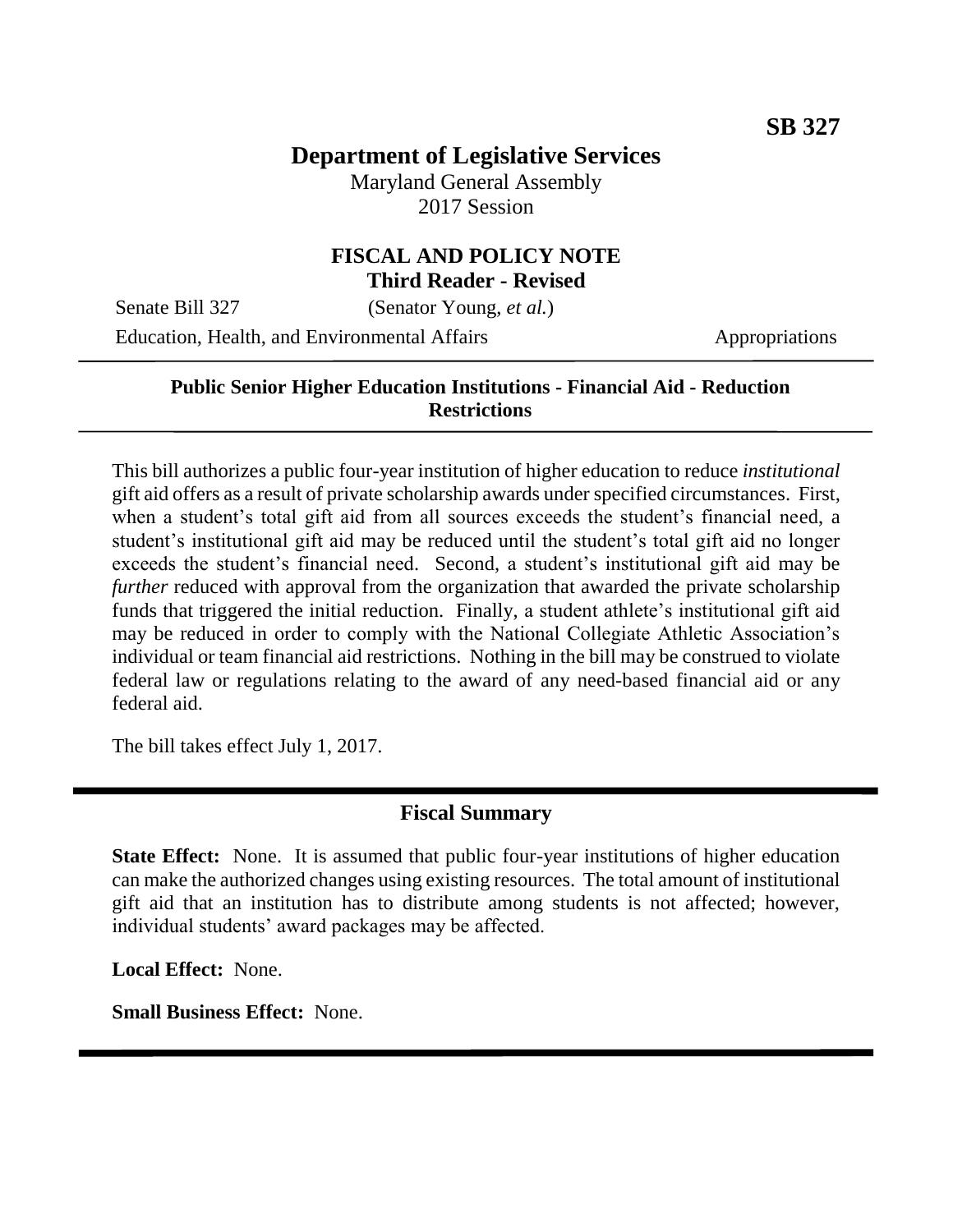**SB 327**

# Department of Legislative Services

Maryland General Assembly
2017 Session

## FISCAL AND POLICY NOTE
**Third Reader - Revised**

Senate Bill 327 (Senator Young, *et al.*)

Education, Health, and Environmental Affairs Appropriations

---

**Public Senior Higher Education Institutions - Financial Aid - Reduction Restrictions**

---

This bill authorizes a public four-year institution of higher education to reduce *institutional* gift aid offers as a result of private scholarship awards under specified circumstances. First, when a student's total gift aid from all sources exceeds the student's financial need, a student's institutional gift aid may be reduced until the student's total gift aid no longer exceeds the student's financial need. Second, a student's institutional gift aid may be *further* reduced with approval from the organization that awarded the private scholarship funds that triggered the initial reduction. Finally, a student athlete's institutional gift aid may be reduced in order to comply with the National Collegiate Athletic Association's individual or team financial aid restrictions. Nothing in the bill may be construed to violate federal law or regulations relating to the award of any need-based financial aid or any federal aid.

The bill takes effect July 1, 2017.

---

## Fiscal Summary

**State Effect:** None. It is assumed that public four-year institutions of higher education can make the authorized changes using existing resources. The total amount of institutional gift aid that an institution has to distribute among students is not affected; however, individual students' award packages may be affected.

**Local Effect:** None.

**Small Business Effect:** None.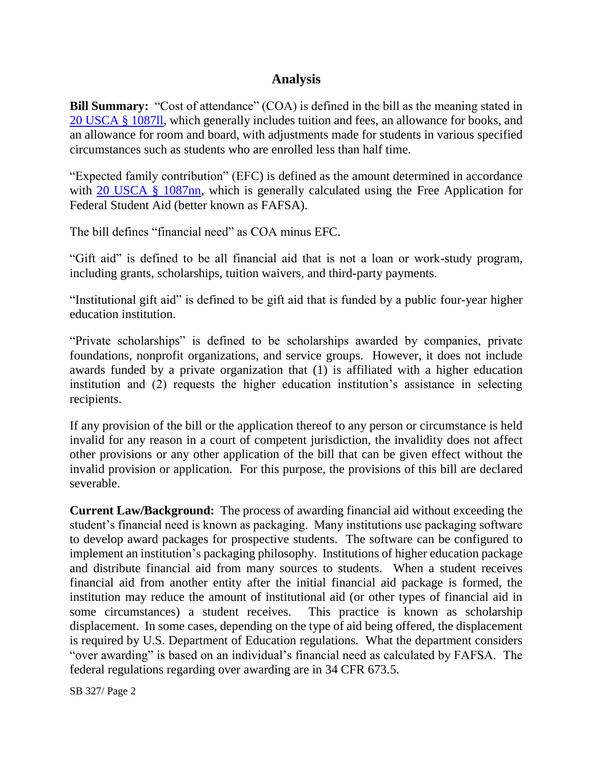## Analysis

**Bill Summary:** "Cost of attendance" (COA) is defined in the bill as the meaning stated in 20 USCA § 1087ll, which generally includes tuition and fees, an allowance for books, and an allowance for room and board, with adjustments made for students in various specified circumstances such as students who are enrolled less than half time.

"Expected family contribution" (EFC) is defined as the amount determined in accordance with 20 USCA § 1087nn, which is generally calculated using the Free Application for Federal Student Aid (better known as FAFSA).

The bill defines "financial need" as COA minus EFC.

"Gift aid" is defined to be all financial aid that is not a loan or work-study program, including grants, scholarships, tuition waivers, and third-party payments.

"Institutional gift aid" is defined to be gift aid that is funded by a public four-year higher education institution.

"Private scholarships" is defined to be scholarships awarded by companies, private foundations, nonprofit organizations, and service groups. However, it does not include awards funded by a private organization that (1) is affiliated with a higher education institution and (2) requests the higher education institution's assistance in selecting recipients.

If any provision of the bill or the application thereof to any person or circumstance is held invalid for any reason in a court of competent jurisdiction, the invalidity does not affect other provisions or any other application of the bill that can be given effect without the invalid provision or application. For this purpose, the provisions of this bill are declared severable.

**Current Law/Background:** The process of awarding financial aid without exceeding the student's financial need is known as packaging. Many institutions use packaging software to develop award packages for prospective students. The software can be configured to implement an institution's packaging philosophy. Institutions of higher education package and distribute financial aid from many sources to students. When a student receives financial aid from another entity after the initial financial aid package is formed, the institution may reduce the amount of institutional aid (or other types of financial aid in some circumstances) a student receives. This practice is known as scholarship displacement. In some cases, depending on the type of aid being offered, the displacement is required by U.S. Department of Education regulations. What the department considers "over awarding" is based on an individual's financial need as calculated by FAFSA. The federal regulations regarding over awarding are in 34 CFR 673.5.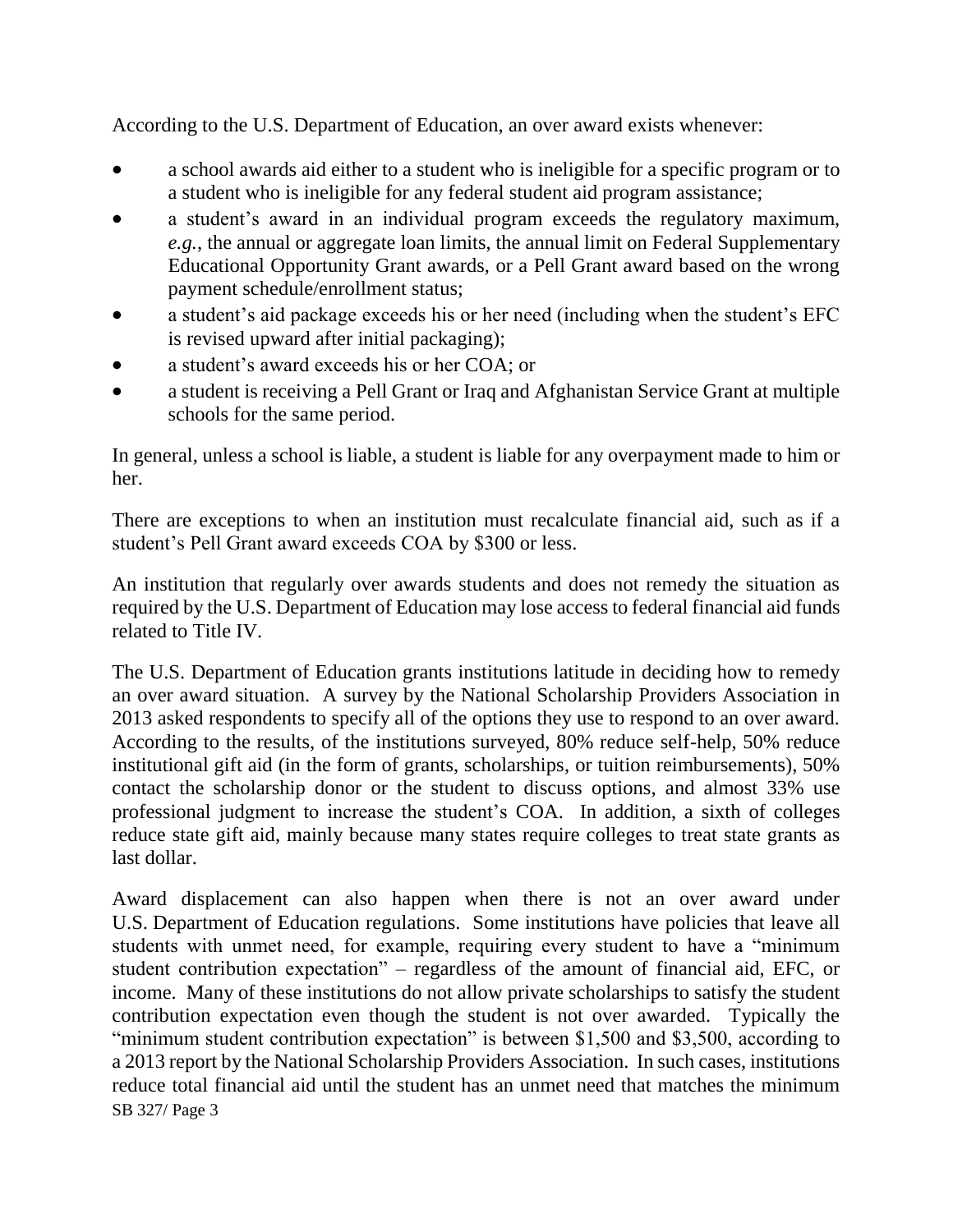According to the U.S. Department of Education, an over award exists whenever:

- a school awards aid either to a student who is ineligible for a specific program or to a student who is ineligible for any federal student aid program assistance;
- a student's award in an individual program exceeds the regulatory maximum, *e.g.*, the annual or aggregate loan limits, the annual limit on Federal Supplementary Educational Opportunity Grant awards, or a Pell Grant award based on the wrong payment schedule/enrollment status;
- a student's aid package exceeds his or her need (including when the student's EFC is revised upward after initial packaging);
- a student's award exceeds his or her COA; or
- a student is receiving a Pell Grant or Iraq and Afghanistan Service Grant at multiple schools for the same period.

In general, unless a school is liable, a student is liable for any overpayment made to him or her.

There are exceptions to when an institution must recalculate financial aid, such as if a student's Pell Grant award exceeds COA by $300 or less.

An institution that regularly over awards students and does not remedy the situation as required by the U.S. Department of Education may lose access to federal financial aid funds related to Title IV.

The U.S. Department of Education grants institutions latitude in deciding how to remedy an over award situation. A survey by the National Scholarship Providers Association in 2013 asked respondents to specify all of the options they use to respond to an over award. According to the results, of the institutions surveyed, 80% reduce self-help, 50% reduce institutional gift aid (in the form of grants, scholarships, or tuition reimbursements), 50% contact the scholarship donor or the student to discuss options, and almost 33% use professional judgment to increase the student's COA. In addition, a sixth of colleges reduce state gift aid, mainly because many states require colleges to treat state grants as last dollar.

Award displacement can also happen when there is not an over award under U.S. Department of Education regulations. Some institutions have policies that leave all students with unmet need, for example, requiring every student to have a "minimum student contribution expectation" – regardless of the amount of financial aid, EFC, or income. Many of these institutions do not allow private scholarships to satisfy the student contribution expectation even though the student is not over awarded. Typically the "minimum student contribution expectation" is between $1,500 and $3,500, according to a 2013 report by the National Scholarship Providers Association. In such cases, institutions reduce total financial aid until the student has an unmet need that matches the minimum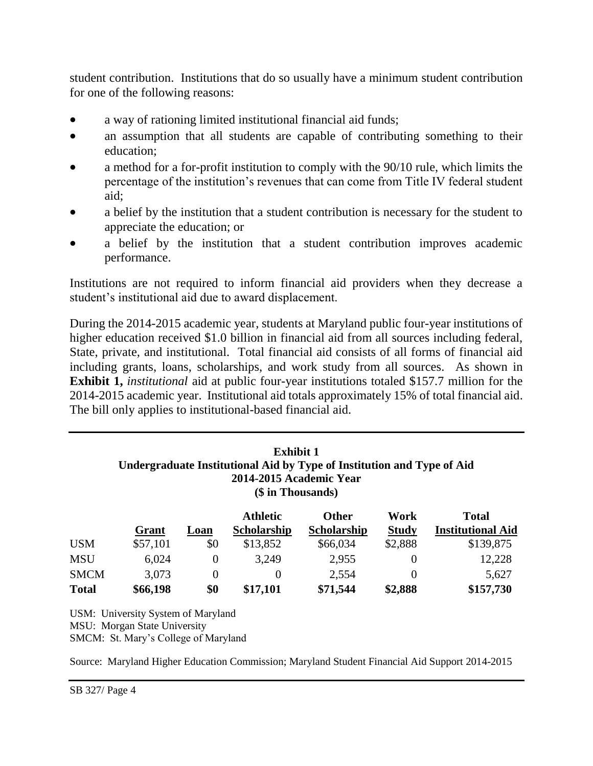student contribution. Institutions that do so usually have a minimum student contribution for one of the following reasons:

- a way of rationing limited institutional financial aid funds;
- an assumption that all students are capable of contributing something to their education;
- a method for a for-profit institution to comply with the 90/10 rule, which limits the percentage of the institution's revenues that can come from Title IV federal student aid;
- a belief by the institution that a student contribution is necessary for the student to appreciate the education; or
- a belief by the institution that a student contribution improves academic performance.

Institutions are not required to inform financial aid providers when they decrease a student's institutional aid due to award displacement.

During the 2014-2015 academic year, students at Maryland public four-year institutions of higher education received $1.0 billion in financial aid from all sources including federal, State, private, and institutional. Total financial aid consists of all forms of financial aid including grants, loans, scholarships, and work study from all sources. As shown in **Exhibit 1,** *institutional* aid at public four-year institutions totaled $157.7 million for the 2014-2015 academic year. Institutional aid totals approximately 15% of total financial aid. The bill only applies to institutional-based financial aid.

**Exhibit 1**
**Undergraduate Institutional Aid by Type of Institution and Type of Aid**
**2014-2015 Academic Year**
**($ in Thousands)**

| | Grant | Loan | Athletic Scholarship | Other Scholarship | Work Study | Total Institutional Aid |
|---|---|---|---|---|---|---|
| USM | $57,101 | $0 | $13,852 | $66,034 | $2,888 | $139,875 |
| MSU | 6,024 | 0 | 3,249 | 2,955 | 0 | 12,228 |
| SMCM | 3,073 | 0 | 0 | 2,554 | 0 | 5,627 |
| **Total** | **$66,198** | **$0** | **$17,101** | **$71,544** | **$2,888** | **$157,730** |

USM: University System of Maryland
MSU: Morgan State University
SMCM: St. Mary's College of Maryland

Source: Maryland Higher Education Commission; Maryland Student Financial Aid Support 2014-2015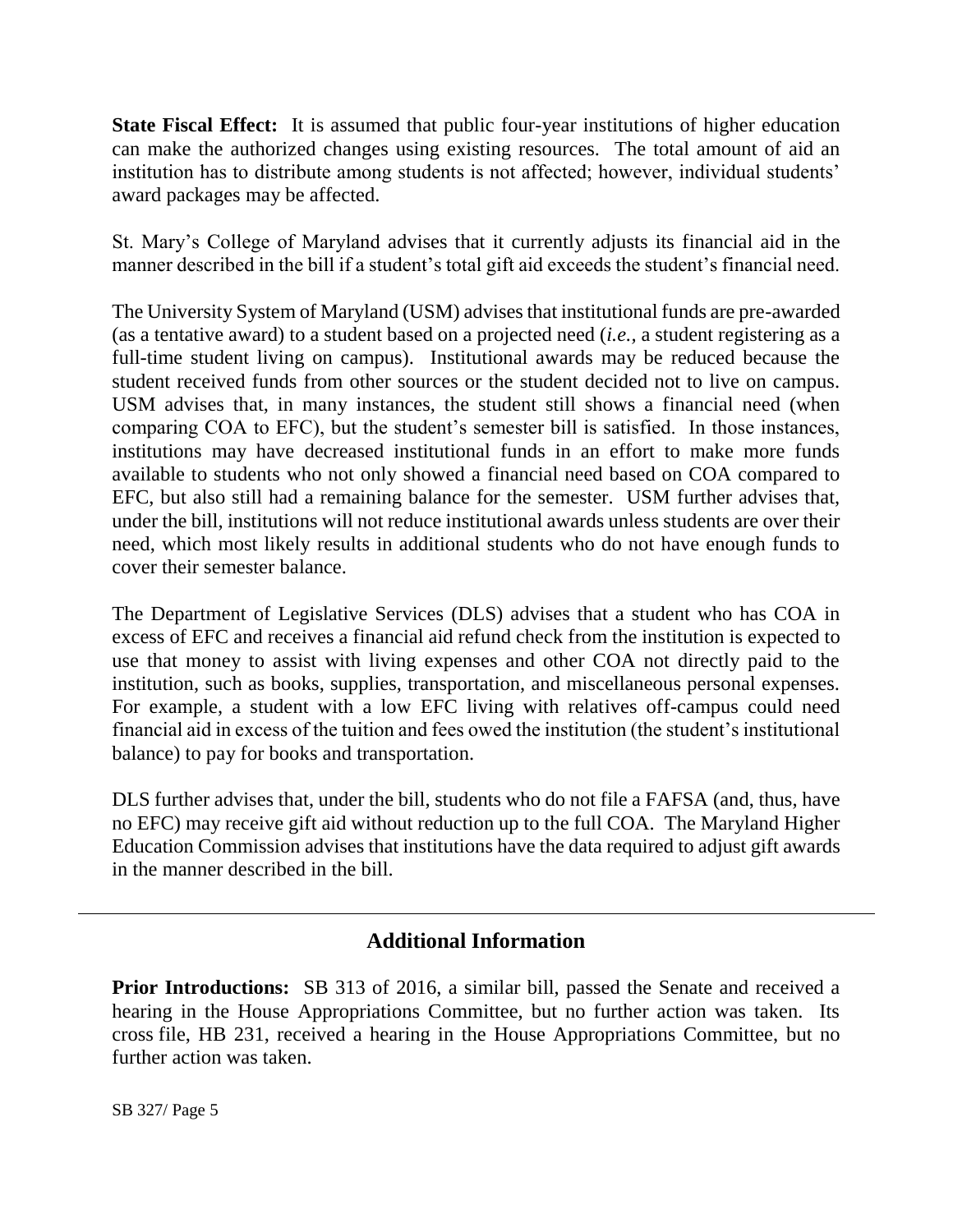**State Fiscal Effect:** It is assumed that public four-year institutions of higher education can make the authorized changes using existing resources. The total amount of aid an institution has to distribute among students is not affected; however, individual students' award packages may be affected.

St. Mary's College of Maryland advises that it currently adjusts its financial aid in the manner described in the bill if a student's total gift aid exceeds the student's financial need.

The University System of Maryland (USM) advises that institutional funds are pre-awarded (as a tentative award) to a student based on a projected need (*i.e.*, a student registering as a full-time student living on campus). Institutional awards may be reduced because the student received funds from other sources or the student decided not to live on campus. USM advises that, in many instances, the student still shows a financial need (when comparing COA to EFC), but the student's semester bill is satisfied. In those instances, institutions may have decreased institutional funds in an effort to make more funds available to students who not only showed a financial need based on COA compared to EFC, but also still had a remaining balance for the semester. USM further advises that, under the bill, institutions will not reduce institutional awards unless students are over their need, which most likely results in additional students who do not have enough funds to cover their semester balance.

The Department of Legislative Services (DLS) advises that a student who has COA in excess of EFC and receives a financial aid refund check from the institution is expected to use that money to assist with living expenses and other COA not directly paid to the institution, such as books, supplies, transportation, and miscellaneous personal expenses. For example, a student with a low EFC living with relatives off-campus could need financial aid in excess of the tuition and fees owed the institution (the student's institutional balance) to pay for books and transportation.

DLS further advises that, under the bill, students who do not file a FAFSA (and, thus, have no EFC) may receive gift aid without reduction up to the full COA. The Maryland Higher Education Commission advises that institutions have the data required to adjust gift awards in the manner described in the bill.

## Additional Information

**Prior Introductions:** SB 313 of 2016, a similar bill, passed the Senate and received a hearing in the House Appropriations Committee, but no further action was taken. Its cross file, HB 231, received a hearing in the House Appropriations Committee, but no further action was taken.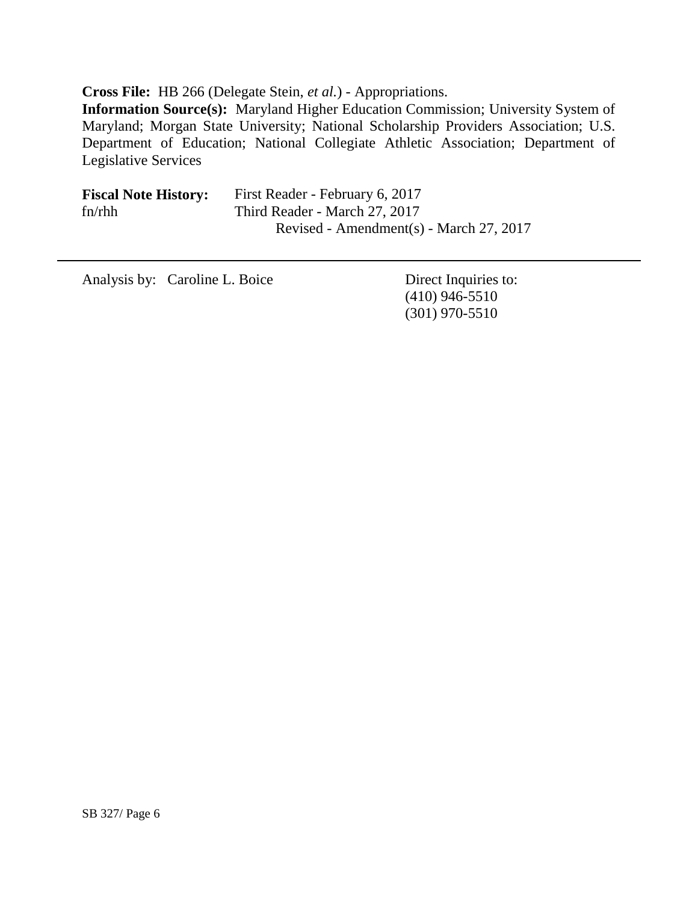**Cross File:** HB 266 (Delegate Stein, *et al.*) - Appropriations.

**Information Source(s):** Maryland Higher Education Commission; University System of Maryland; Morgan State University; National Scholarship Providers Association; U.S. Department of Education; National Collegiate Athletic Association; Department of Legislative Services

| | |
|---|---|
| **Fiscal Note History:** | First Reader - February 6, 2017 |
| fn/rhh | Third Reader - March 27, 2017 |
| | Revised - Amendment(s) - March 27, 2017 |

---

Analysis by: Caroline L. Boice

Direct Inquiries to:
(410) 946-5510
(301) 970-5510